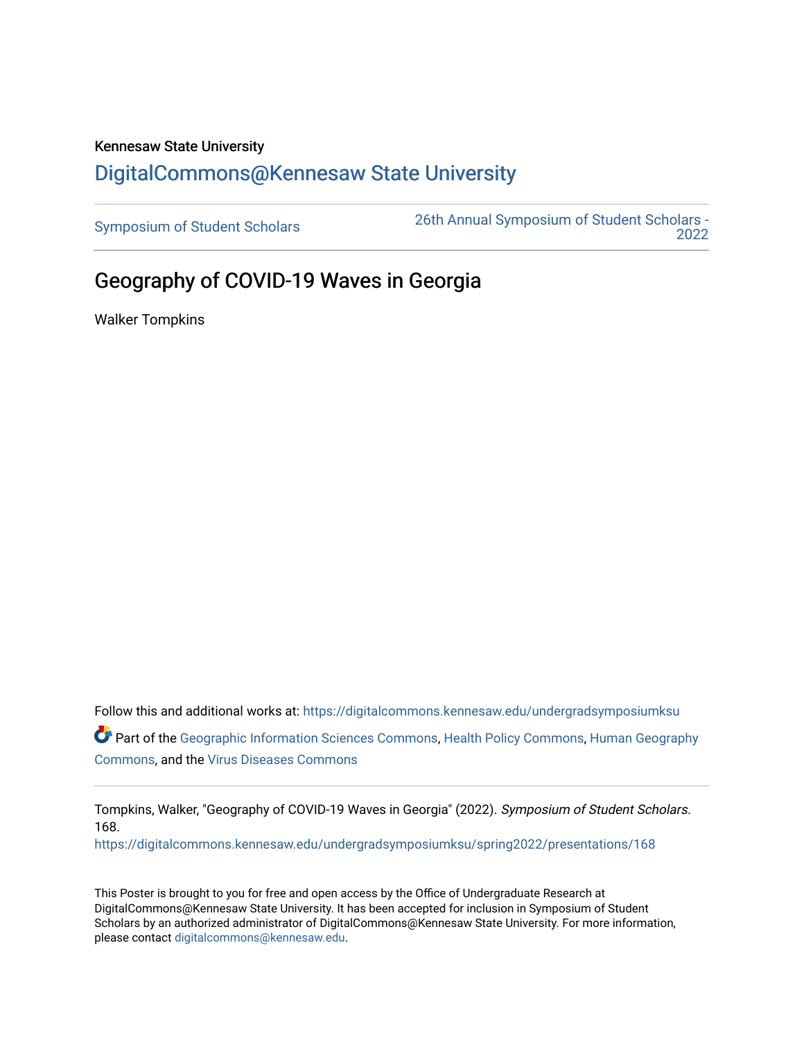Kennesaw State University

# DigitalCommons@Kennesaw State University

Symposium of Student Scholars

26th Annual Symposium of Student Scholars - 2022

## Geography of COVID-19 Waves in Georgia

Walker Tompkins

Follow this and additional works at: https://digitalcommons.kennesaw.edu/undergradsymposiumksu

Part of the Geographic Information Sciences Commons, Health Policy Commons, Human Geography Commons, and the Virus Diseases Commons

Tompkins, Walker, "Geography of COVID-19 Waves in Georgia" (2022). *Symposium of Student Scholars*. 168.
https://digitalcommons.kennesaw.edu/undergradsymposiumksu/spring2022/presentations/168

This Poster is brought to you for free and open access by the Office of Undergraduate Research at DigitalCommons@Kennesaw State University. It has been accepted for inclusion in Symposium of Student Scholars by an authorized administrator of DigitalCommons@Kennesaw State University. For more information, please contact digitalcommons@kennesaw.edu.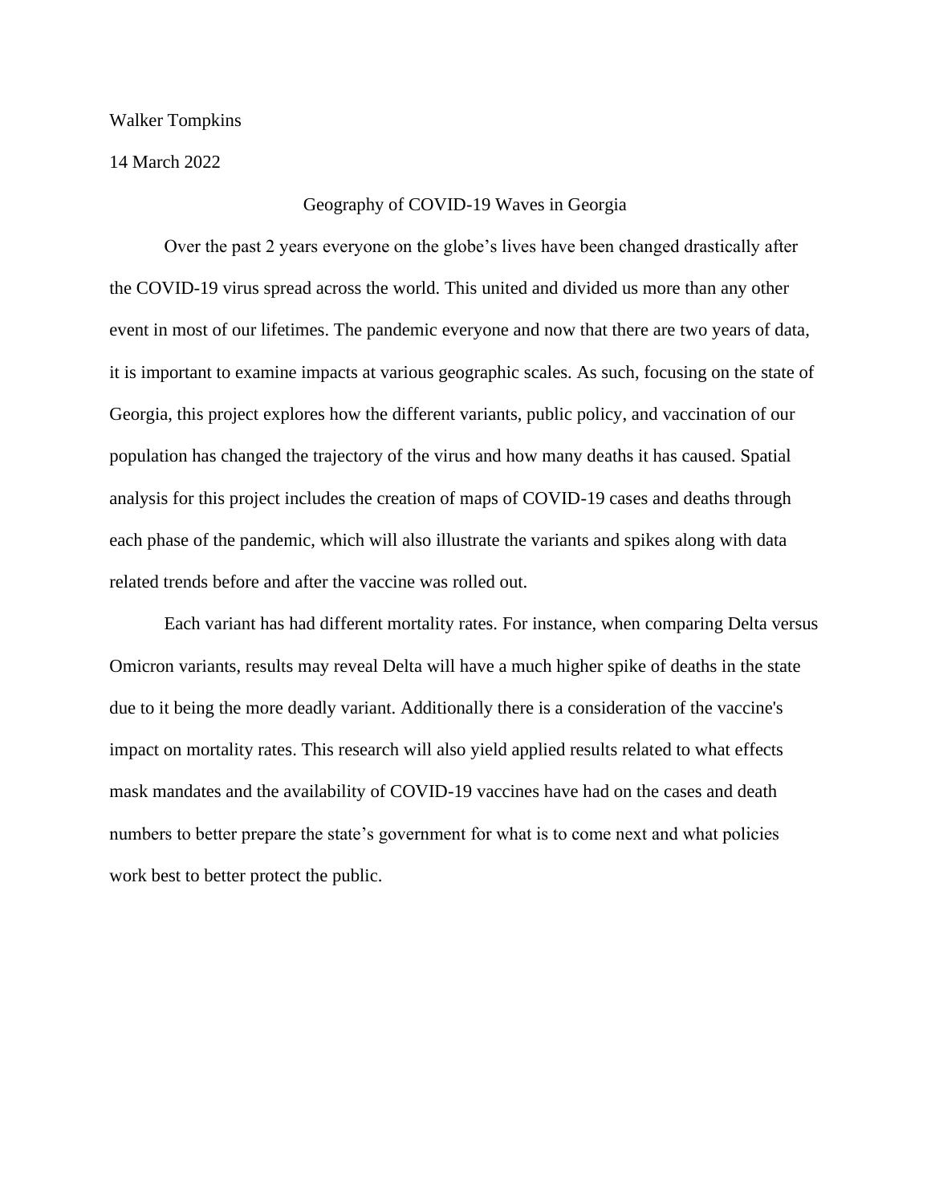Walker Tompkins

14 March 2022

Geography of COVID-19 Waves in Georgia

Over the past 2 years everyone on the globe's lives have been changed drastically after the COVID-19 virus spread across the world. This united and divided us more than any other event in most of our lifetimes. The pandemic everyone and now that there are two years of data, it is important to examine impacts at various geographic scales. As such, focusing on the state of Georgia, this project explores how the different variants, public policy, and vaccination of our population has changed the trajectory of the virus and how many deaths it has caused. Spatial analysis for this project includes the creation of maps of COVID-19 cases and deaths through each phase of the pandemic, which will also illustrate the variants and spikes along with data related trends before and after the vaccine was rolled out.

Each variant has had different mortality rates. For instance, when comparing Delta versus Omicron variants, results may reveal Delta will have a much higher spike of deaths in the state due to it being the more deadly variant. Additionally there is a consideration of the vaccine's impact on mortality rates. This research will also yield applied results related to what effects mask mandates and the availability of COVID-19 vaccines have had on the cases and death numbers to better prepare the state's government for what is to come next and what policies work best to better protect the public.